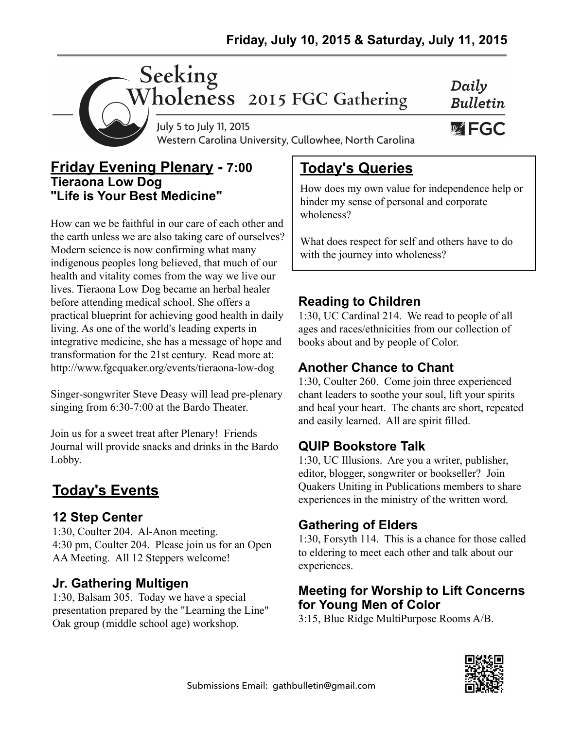**Friday, July 10, 2015 & Saturday, July 11, 2015**

# Seeking Wholeness 2015 FGC Gathering

July 5 to July 11, 2015
Western Carolina University, Cullowhee, North Carolina

*Daily Bulletin*

FGC

## Friday Evening Plenary - 7:00

**Tieraona Low Dog**
**"Life is Your Best Medicine"**

How can we be faithful in our care of each other and the earth unless we are also taking care of ourselves? Modern science is now confirming what many indigenous peoples long believed, that much of our health and vitality comes from the way we live our lives. Tieraona Low Dog became an herbal healer before attending medical school. She offers a practical blueprint for achieving good health in daily living. As one of the world's leading experts in integrative medicine, she has a message of hope and transformation for the 21st century. Read more at: http://www.fgcquaker.org/events/tieraona-low-dog

Singer-songwriter Steve Deasy will lead pre-plenary singing from 6:30-7:00 at the Bardo Theater.

Join us for a sweet treat after Plenary! Friends Journal will provide snacks and drinks in the Bardo Lobby.

## Today's Queries

How does my own value for independence help or hinder my sense of personal and corporate wholeness?

What does respect for self and others have to do with the journey into wholeness?

## Today's Events

### 12 Step Center

1:30, Coulter 204. Al-Anon meeting.
4:30 pm, Coulter 204. Please join us for an Open AA Meeting. All 12 Steppers welcome!

### Jr. Gathering Multigen

1:30, Balsam 305. Today we have a special presentation prepared by the "Learning the Line" Oak group (middle school age) workshop.

### Reading to Children

1:30, UC Cardinal 214. We read to people of all ages and races/ethnicities from our collection of books about and by people of Color.

### Another Chance to Chant

1:30, Coulter 260. Come join three experienced chant leaders to soothe your soul, lift your spirits and heal your heart. The chants are short, repeated and easily learned. All are spirit filled.

### QUIP Bookstore Talk

1:30, UC Illusions. Are you a writer, publisher, editor, blogger, songwriter or bookseller? Join Quakers Uniting in Publications members to share experiences in the ministry of the written word.

### Gathering of Elders

1:30, Forsyth 114. This is a chance for those called to eldering to meet each other and talk about our experiences.

### Meeting for Worship to Lift Concerns for Young Men of Color

3:15, Blue Ridge MultiPurpose Rooms A/B.

Submissions Email: gathbulletin@gmail.com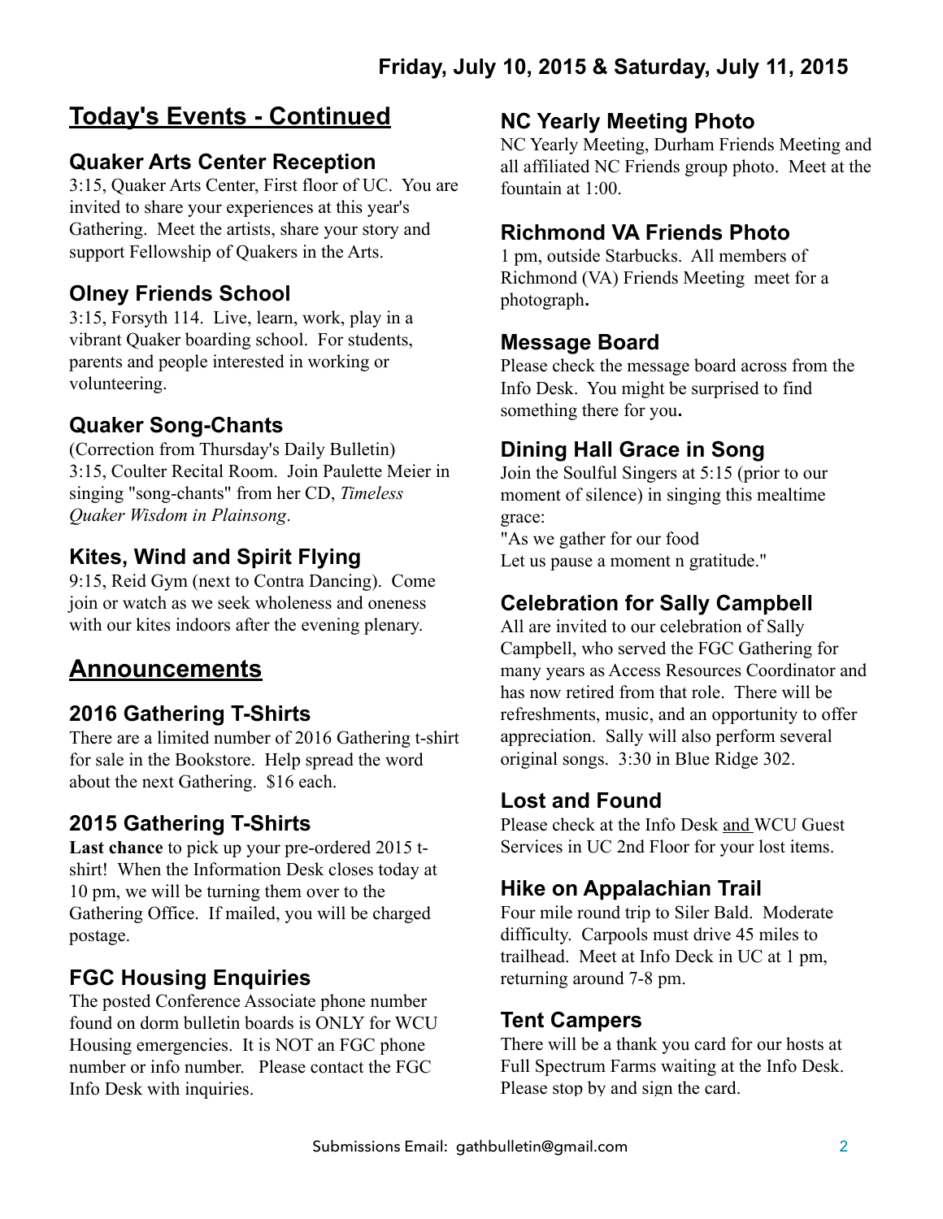**Friday, July 10, 2015 & Saturday, July 11, 2015**

## Today's Events - Continued

### Quaker Arts Center Reception

3:15, Quaker Arts Center, First floor of UC. You are invited to share your experiences at this year's Gathering. Meet the artists, share your story and support Fellowship of Quakers in the Arts.

### Olney Friends School

3:15, Forsyth 114. Live, learn, work, play in a vibrant Quaker boarding school. For students, parents and people interested in working or volunteering.

### Quaker Song-Chants

(Correction from Thursday's Daily Bulletin)
3:15, Coulter Recital Room. Join Paulette Meier in singing "song-chants" from her CD, *Timeless Quaker Wisdom in Plainsong*.

### Kites, Wind and Spirit Flying

9:15, Reid Gym (next to Contra Dancing). Come join or watch as we seek wholeness and oneness with our kites indoors after the evening plenary.

## Announcements

### 2016 Gathering T-Shirts

There are a limited number of 2016 Gathering t-shirt for sale in the Bookstore. Help spread the word about the next Gathering. $16 each.

### 2015 Gathering T-Shirts

**Last chance** to pick up your pre-ordered 2015 t-shirt! When the Information Desk closes today at 10 pm, we will be turning them over to the Gathering Office. If mailed, you will be charged postage.

### FGC Housing Enquiries

The posted Conference Associate phone number found on dorm bulletin boards is ONLY for WCU Housing emergencies. It is NOT an FGC phone number or info number. Please contact the FGC Info Desk with inquiries.

### NC Yearly Meeting Photo

NC Yearly Meeting, Durham Friends Meeting and all affiliated NC Friends group photo. Meet at the fountain at 1:00.

### Richmond VA Friends Photo

1 pm, outside Starbucks. All members of Richmond (VA) Friends Meeting meet for a photograph.

### Message Board

Please check the message board across from the Info Desk. You might be surprised to find something there for you.

### Dining Hall Grace in Song

Join the Soulful Singers at 5:15 (prior to our moment of silence) in singing this mealtime grace:
"As we gather for our food
Let us pause a moment n gratitude."

### Celebration for Sally Campbell

All are invited to our celebration of Sally Campbell, who served the FGC Gathering for many years as Access Resources Coordinator and has now retired from that role. There will be refreshments, music, and an opportunity to offer appreciation. Sally will also perform several original songs. 3:30 in Blue Ridge 302.

### Lost and Found

Please check at the Info Desk and WCU Guest Services in UC 2nd Floor for your lost items.

### Hike on Appalachian Trail

Four mile round trip to Siler Bald. Moderate difficulty. Carpools must drive 45 miles to trailhead. Meet at Info Deck in UC at 1 pm, returning around 7-8 pm.

### Tent Campers

There will be a thank you card for our hosts at Full Spectrum Farms waiting at the Info Desk. Please stop by and sign the card.

Submissions Email: gathbulletin@gmail.com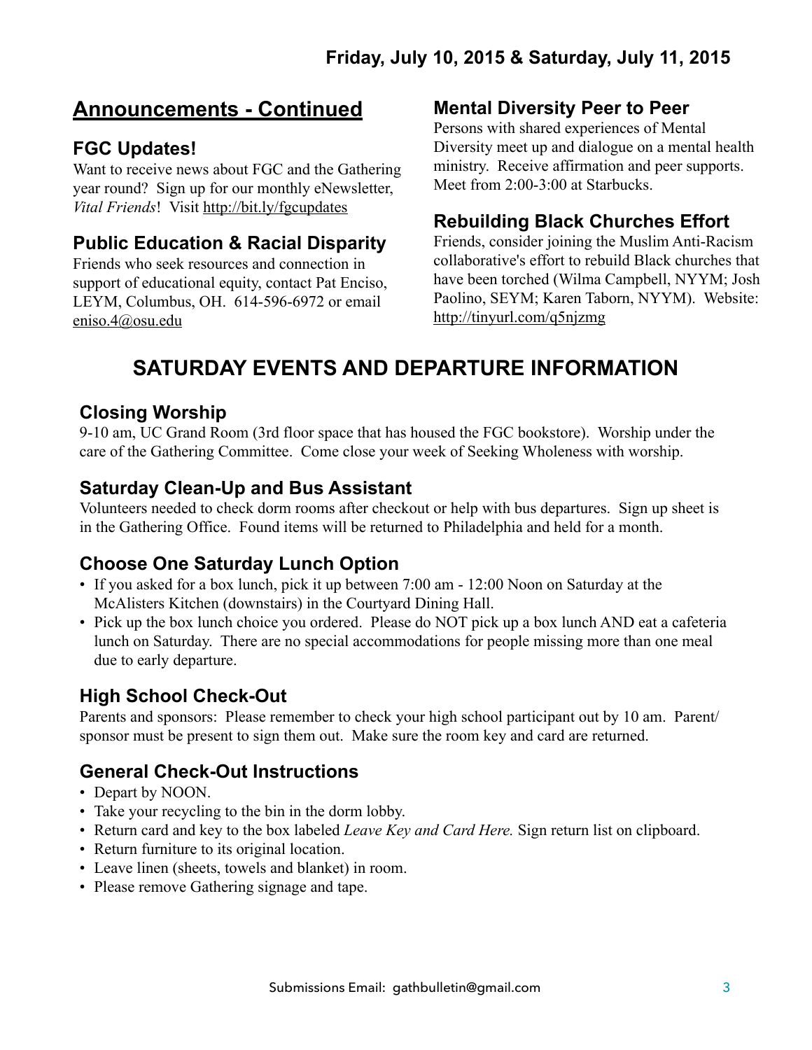## Announcements - Continued

### FGC Updates!

Want to receive news about FGC and the Gathering year round? Sign up for our monthly eNewsletter, *Vital Friends*! Visit http://bit.ly/fgcupdates

### Public Education & Racial Disparity

Friends who seek resources and connection in support of educational equity, contact Pat Enciso, LEYM, Columbus, OH. 614-596-6972 or email eniso.4@osu.edu

### Mental Diversity Peer to Peer

Persons with shared experiences of Mental Diversity meet up and dialogue on a mental health ministry. Receive affirmation and peer supports. Meet from 2:00-3:00 at Starbucks.

### Rebuilding Black Churches Effort

Friends, consider joining the Muslim Anti-Racism collaborative's effort to rebuild Black churches that have been torched (Wilma Campbell, NYYM; Josh Paolino, SEYM; Karen Taborn, NYYM). Website: http://tinyurl.com/q5njzmg

## SATURDAY EVENTS AND DEPARTURE INFORMATION

### Closing Worship

9-10 am, UC Grand Room (3rd floor space that has housed the FGC bookstore). Worship under the care of the Gathering Committee. Come close your week of Seeking Wholeness with worship.

### Saturday Clean-Up and Bus Assistant

Volunteers needed to check dorm rooms after checkout or help with bus departures. Sign up sheet is in the Gathering Office. Found items will be returned to Philadelphia and held for a month.

### Choose One Saturday Lunch Option

- If you asked for a box lunch, pick it up between 7:00 am - 12:00 Noon on Saturday at the McAlisters Kitchen (downstairs) in the Courtyard Dining Hall.
- Pick up the box lunch choice you ordered. Please do NOT pick up a box lunch AND eat a cafeteria lunch on Saturday. There are no special accommodations for people missing more than one meal due to early departure.

### High School Check-Out

Parents and sponsors: Please remember to check your high school participant out by 10 am. Parent/sponsor must be present to sign them out. Make sure the room key and card are returned.

### General Check-Out Instructions

- Depart by NOON.
- Take your recycling to the bin in the dorm lobby.
- Return card and key to the box labeled *Leave Key and Card Here.* Sign return list on clipboard.
- Return furniture to its original location.
- Leave linen (sheets, towels and blanket) in room.
- Please remove Gathering signage and tape.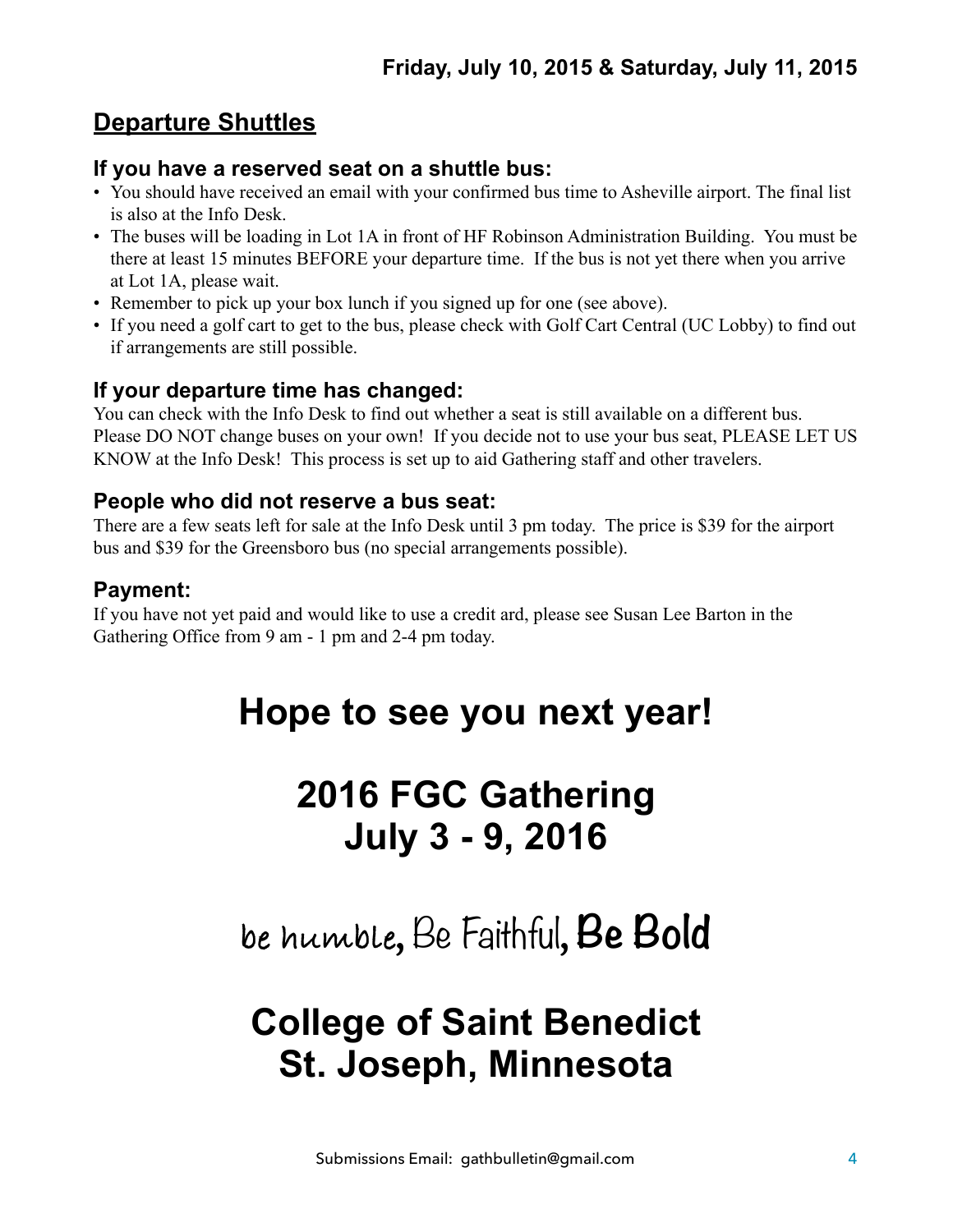**Friday, July 10, 2015 & Saturday, July 11, 2015**

## Departure Shuttles

### If you have a reserved seat on a shuttle bus:

- You should have received an email with your confirmed bus time to Asheville airport. The final list is also at the Info Desk.
- The buses will be loading in Lot 1A in front of HF Robinson Administration Building. You must be there at least 15 minutes BEFORE your departure time. If the bus is not yet there when you arrive at Lot 1A, please wait.
- Remember to pick up your box lunch if you signed up for one (see above).
- If you need a golf cart to get to the bus, please check with Golf Cart Central (UC Lobby) to find out if arrangements are still possible.

### If your departure time has changed:

You can check with the Info Desk to find out whether a seat is still available on a different bus. Please DO NOT change buses on your own! If you decide not to use your bus seat, PLEASE LET US KNOW at the Info Desk! This process is set up to aid Gathering staff and other travelers.

### People who did not reserve a bus seat:

There are a few seats left for sale at the Info Desk until 3 pm today. The price is $39 for the airport bus and $39 for the Greensboro bus (no special arrangements possible).

### Payment:

If you have not yet paid and would like to use a credit ard, please see Susan Lee Barton in the Gathering Office from 9 am - 1 pm and 2-4 pm today.

# Hope to see you next year!

# 2016 FGC Gathering
# July 3 - 9, 2016

be humble, Be Faithful, **Be Bold**

# College of Saint Benedict
# St. Joseph, Minnesota

Submissions Email: gathbulletin@gmail.com